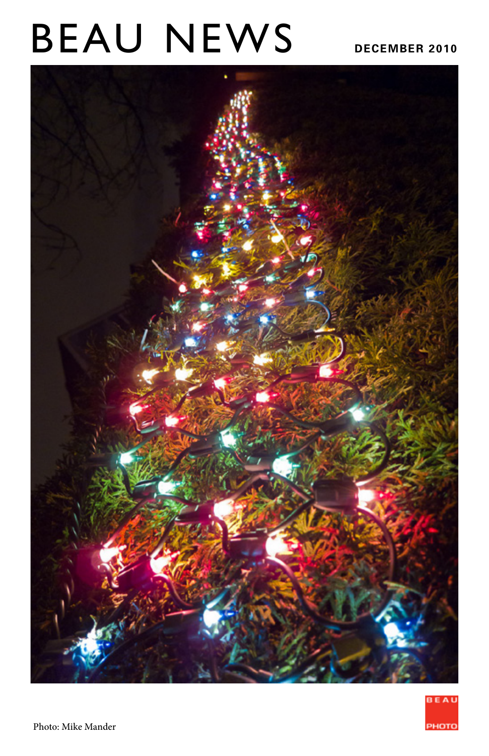# BEAU NEWS

**DECEMBER 2010**

Photo: Mike Mander

BEAU PHOTO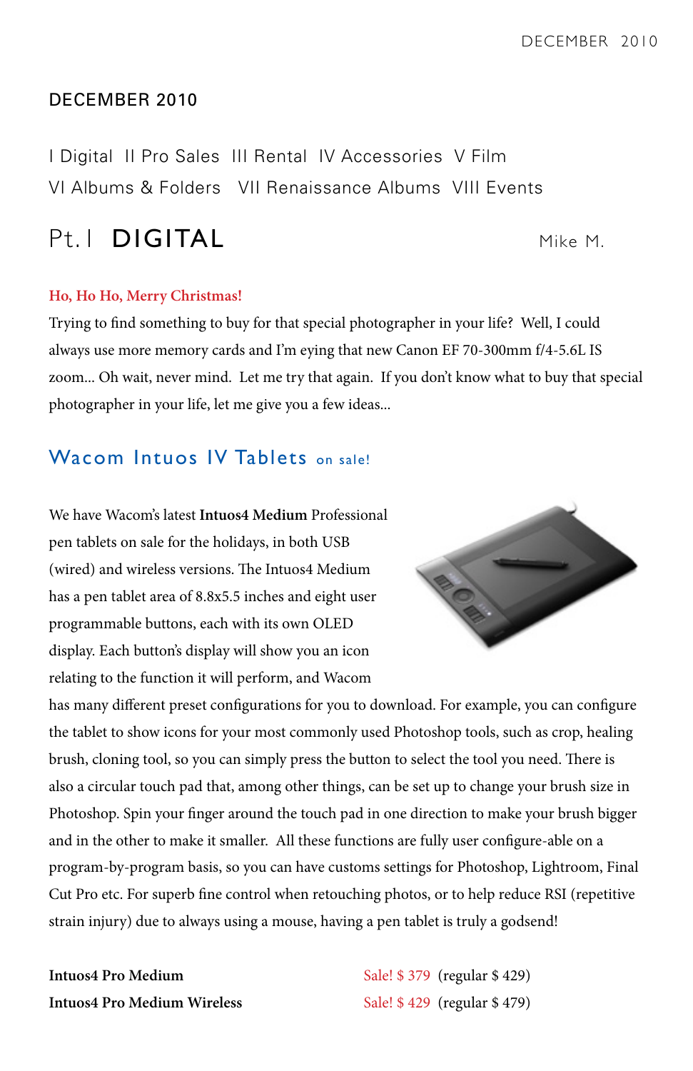## DECEMBER 2010

I Digital II Pro Sales III Rental IV Accessories V Film
VI Albums & Folders VII Renaissance Albums VIII Events

# Pt. I DIGITAL

Mike M.

**Ho, Ho Ho, Merry Christmas!**

Trying to find something to buy for that special photographer in your life? Well, I could always use more memory cards and I'm eying that new Canon EF 70-300mm f/4-5.6L IS zoom... Oh wait, never mind. Let me try that again. If you don't know what to buy that special photographer in your life, let me give you a few ideas...

## Wacom Intuos IV Tablets on sale!

We have Wacom's latest **Intuos4 Medium** Professional pen tablets on sale for the holidays, in both USB (wired) and wireless versions. The Intuos4 Medium has a pen tablet area of 8.8x5.5 inches and eight user programmable buttons, each with its own OLED display. Each button's display will show you an icon relating to the function it will perform, and Wacom has many different preset configurations for you to download. For example, you can configure the tablet to show icons for your most commonly used Photoshop tools, such as crop, healing brush, cloning tool, so you can simply press the button to select the tool you need. There is also a circular touch pad that, among other things, can be set up to change your brush size in Photoshop. Spin your finger around the touch pad in one direction to make your brush bigger and in the other to make it smaller. All these functions are fully user configure-able on a program-by-program basis, so you can have customs settings for Photoshop, Lightroom, Final Cut Pro etc. For superb fine control when retouching photos, or to help reduce RSI (repetitive strain injury) due to always using a mouse, having a pen tablet is truly a godsend!

| | |
|---|---|
| **Intuos4 Pro Medium** | Sale! $ 379 (regular $ 429) |
| **Intuos4 Pro Medium Wireless** | Sale! $ 429 (regular $ 479) |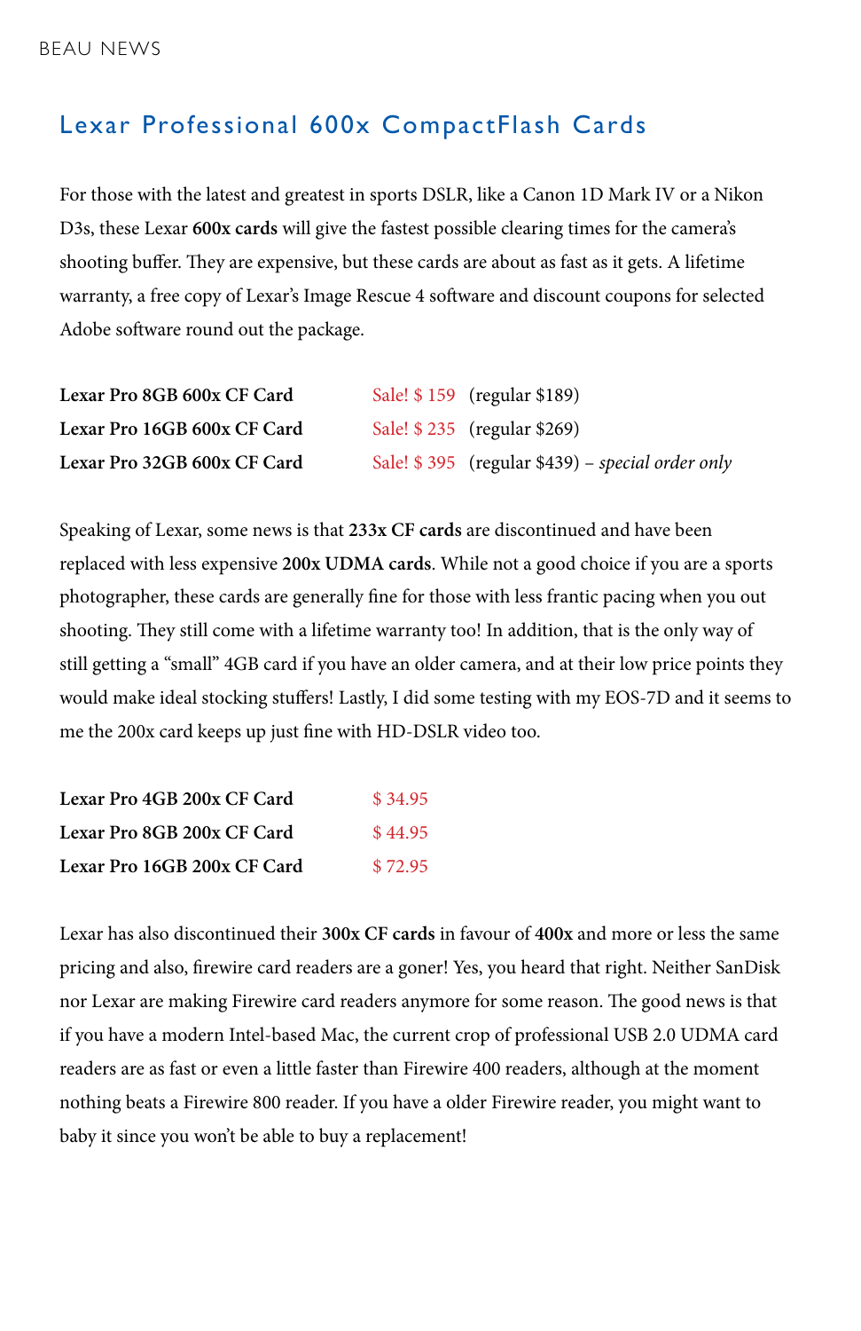## Lexar Professional 600x CompactFlash Cards

For those with the latest and greatest in sports DSLR, like a Canon 1D Mark IV or a Nikon D3s, these Lexar **600x cards** will give the fastest possible clearing times for the camera's shooting buffer. They are expensive, but these cards are about as fast as it gets. A lifetime warranty, a free copy of Lexar's Image Rescue 4 software and discount coupons for selected Adobe software round out the package.

| | | |
|---|---|---|
| **Lexar Pro 8GB 600x CF Card** | Sale! $ 159 | (regular $189) |
| **Lexar Pro 16GB 600x CF Card** | Sale! $ 235 | (regular $269) |
| **Lexar Pro 32GB 600x CF Card** | Sale! $ 395 | (regular $439) – *special order only* |

Speaking of Lexar, some news is that **233x CF cards** are discontinued and have been replaced with less expensive **200x UDMA cards**. While not a good choice if you are a sports photographer, these cards are generally fine for those with less frantic pacing when you out shooting. They still come with a lifetime warranty too! In addition, that is the only way of still getting a "small" 4GB card if you have an older camera, and at their low price points they would make ideal stocking stuffers! Lastly, I did some testing with my EOS-7D and it seems to me the 200x card keeps up just fine with HD-DSLR video too.

| | |
|---|---|
| **Lexar Pro 4GB 200x CF Card** | $ 34.95 |
| **Lexar Pro 8GB 200x CF Card** | $ 44.95 |
| **Lexar Pro 16GB 200x CF Card** | $ 72.95 |

Lexar has also discontinued their **300x CF cards** in favour of **400x** and more or less the same pricing and also, firewire card readers are a goner! Yes, you heard that right. Neither SanDisk nor Lexar are making Firewire card readers anymore for some reason. The good news is that if you have a modern Intel-based Mac, the current crop of professional USB 2.0 UDMA card readers are as fast or even a little faster than Firewire 400 readers, although at the moment nothing beats a Firewire 800 reader. If you have a older Firewire reader, you might want to baby it since you won't be able to buy a replacement!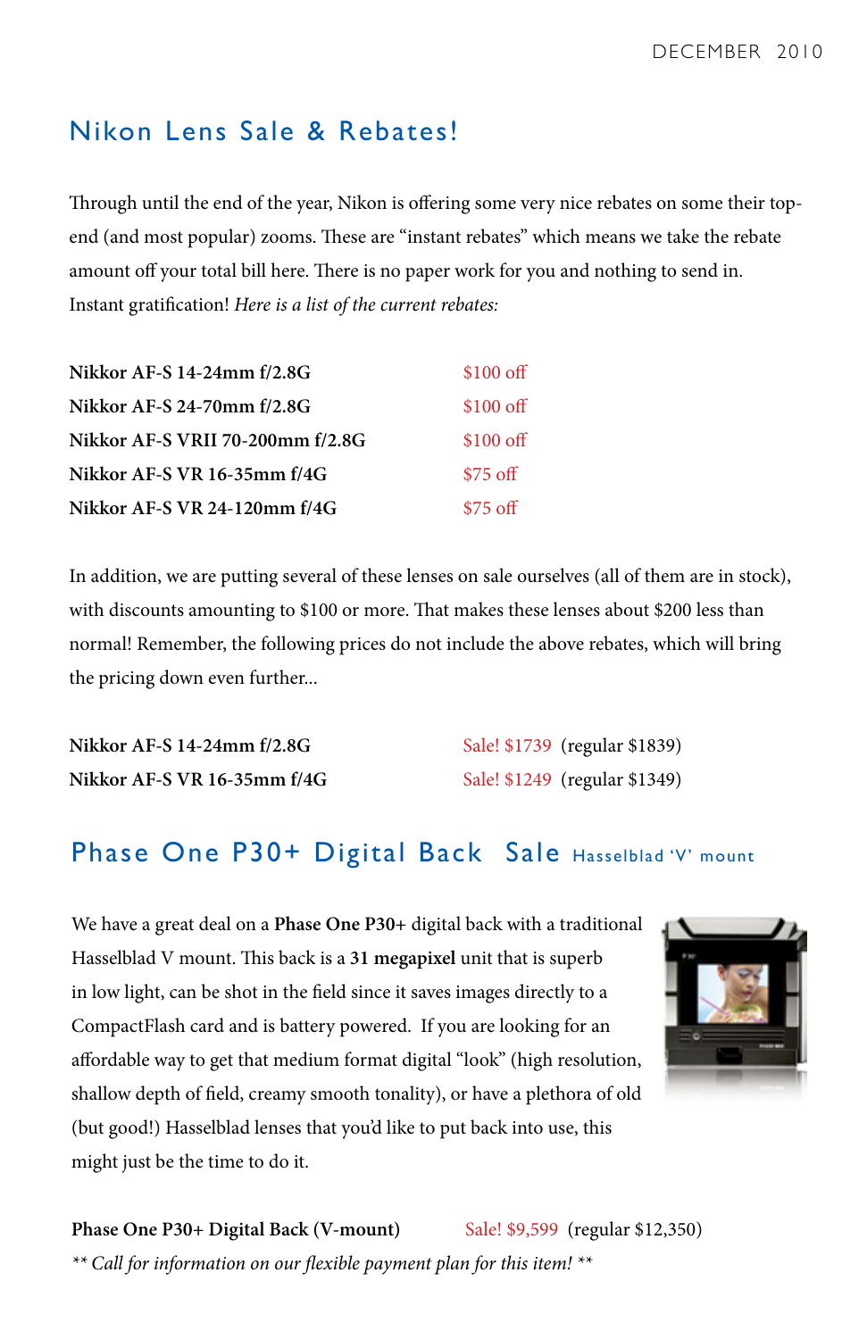## Nikon Lens Sale & Rebates!

Through until the end of the year, Nikon is offering some very nice rebates on some their top-end (and most popular) zooms. These are "instant rebates" which means we take the rebate amount off your total bill here. There is no paper work for you and nothing to send in. Instant gratification! *Here is a list of the current rebates:*

| | |
|---|---|
| **Nikkor AF-S 14-24mm f/2.8G** | $100 off |
| **Nikkor AF-S 24-70mm f/2.8G** | $100 off |
| **Nikkor AF-S VRII 70-200mm f/2.8G** | $100 off |
| **Nikkor AF-S VR 16-35mm f/4G** | $75 off |
| **Nikkor AF-S VR 24-120mm f/4G** | $75 off |

In addition, we are putting several of these lenses on sale ourselves (all of them are in stock), with discounts amounting to $100 or more. That makes these lenses about $200 less than normal! Remember, the following prices do not include the above rebates, which will bring the pricing down even further...

| | |
|---|---|
| **Nikkor AF-S 14-24mm f/2.8G** | Sale! $1739 (regular $1839) |
| **Nikkor AF-S VR 16-35mm f/4G** | Sale! $1249 (regular $1349) |

## Phase One P30+ Digital Back Sale Hasselblad 'V' mount

We have a great deal on a **Phase One P30+** digital back with a traditional Hasselblad V mount. This back is a **31 megapixel** unit that is superb in low light, can be shot in the field since it saves images directly to a CompactFlash card and is battery powered. If you are looking for an affordable way to get that medium format digital "look" (high resolution, shallow depth of field, creamy smooth tonality), or have a plethora of old (but good!) Hasselblad lenses that you'd like to put back into use, this might just be the time to do it.

**Phase One P30+ Digital Back (V-mount)** Sale! $9,599 (regular $12,350)

*** Call for information on our flexible payment plan for this item! ***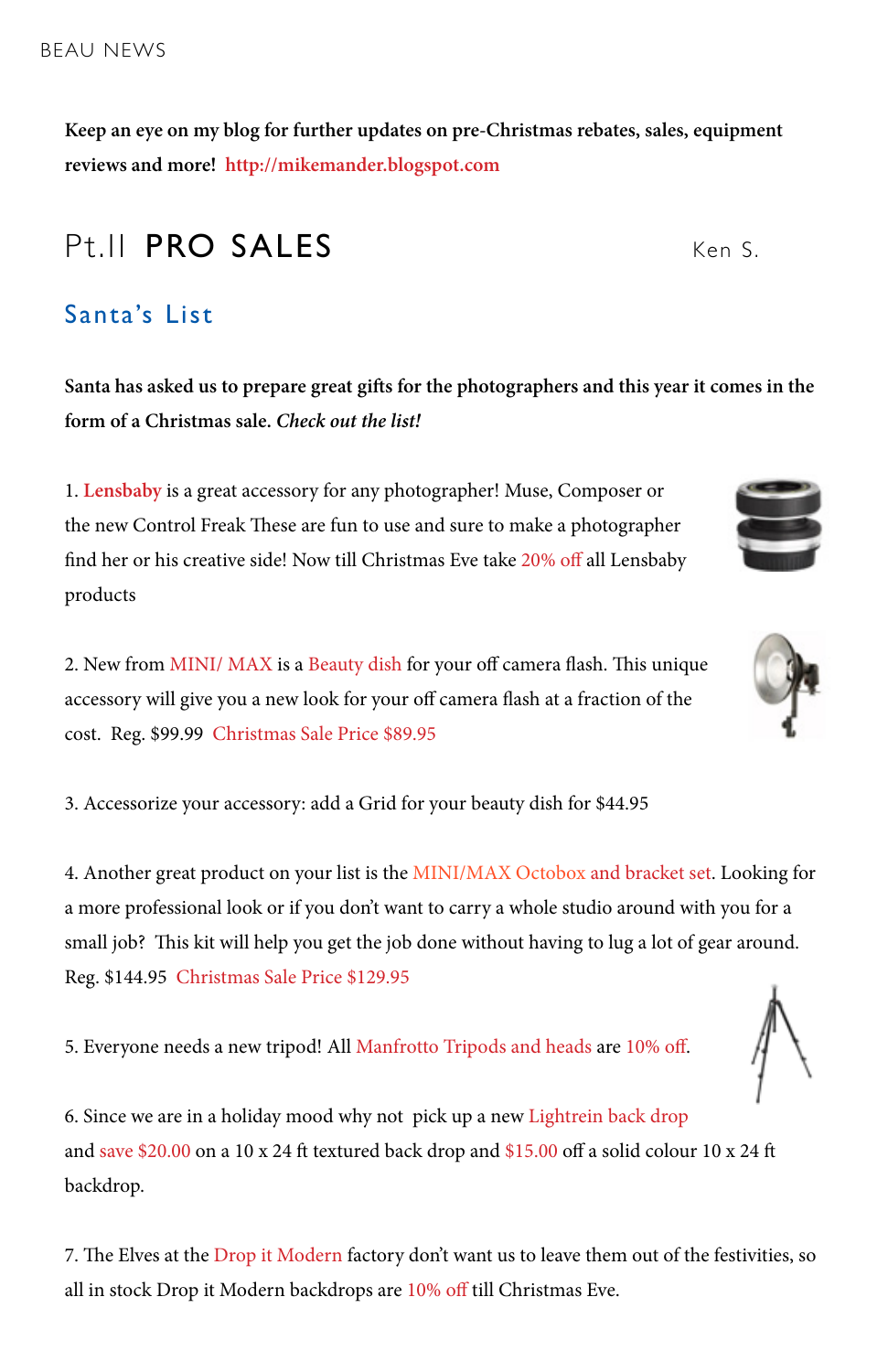**Keep an eye on my blog for further updates on pre-Christmas rebates, sales, equipment reviews and more! http://mikemander.blogspot.com**

# Pt.II **PRO SALES**

Ken S.

## Santa's List

**Santa has asked us to prepare great gifts for the photographers and this year it comes in the form of a Christmas sale.** ***Check out the list!***

1. Lensbaby is a great accessory for any photographer! Muse, Composer or the new Control Freak These are fun to use and sure to make a photographer find her or his creative side! Now till Christmas Eve take 20% off all Lensbaby products

2. New from MINI/ MAX is a Beauty dish for your off camera flash. This unique accessory will give you a new look for your off camera flash at a fraction of the cost. Reg. $99.99 Christmas Sale Price $89.95

3. Accessorize your accessory: add a Grid for your beauty dish for $44.95

4. Another great product on your list is the MINI/MAX Octobox and bracket set. Looking for a more professional look or if you don't want to carry a whole studio around with you for a small job? This kit will help you get the job done without having to lug a lot of gear around. Reg. $144.95 Christmas Sale Price $129.95

5. Everyone needs a new tripod! All Manfrotto Tripods and heads are 10% off.

6. Since we are in a holiday mood why not pick up a new Lightrein back drop and save $20.00 on a 10 x 24 ft textured back drop and $15.00 off a solid colour 10 x 24 ft backdrop.

7. The Elves at the Drop it Modern factory don't want us to leave them out of the festivities, so all in stock Drop it Modern backdrops are 10% off till Christmas Eve.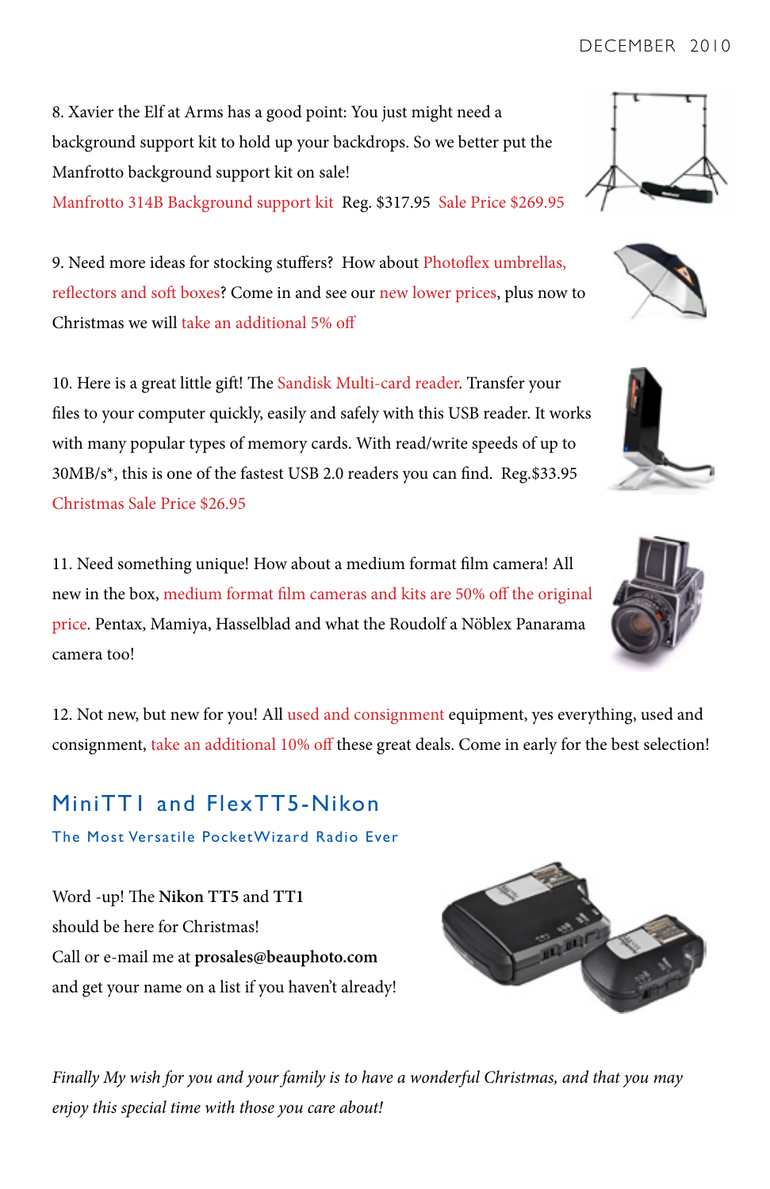8. Xavier the Elf at Arms has a good point: You just might need a background support kit to hold up your backdrops. So we better put the Manfrotto background support kit on sale!
Manfrotto 314B Background support kit Reg. $317.95 Sale Price $269.95

9. Need more ideas for stocking stuffers? How about Photoflex umbrellas, reflectors and soft boxes? Come in and see our new lower prices, plus now to Christmas we will take an additional 5% off

10. Here is a great little gift! The Sandisk Multi-card reader. Transfer your files to your computer quickly, easily and safely with this USB reader. It works with many popular types of memory cards. With read/write speeds of up to 30MB/s*, this is one of the fastest USB 2.0 readers you can find. Reg.$33.95
Christmas Sale Price $26.95

11. Need something unique! How about a medium format film camera! All new in the box, medium format film cameras and kits are 50% off the original price. Pentax, Mamiya, Hasselblad and what the Roudolf a Nöblex Panarama camera too!

12. Not new, but new for you! All used and consignment equipment, yes everything, used and consignment, take an additional 10% off these great deals. Come in early for the best selection!

## MiniTT1 and FlexTT5-Nikon

### The Most Versatile PocketWizard Radio Ever

Word -up! The **Nikon TT5** and **TT1** should be here for Christmas!
Call or e-mail me at **prosales@beauphoto.com** and get your name on a list if you haven't already!

*Finally My wish for you and your family is to have a wonderful Christmas, and that you may enjoy this special time with those you care about!*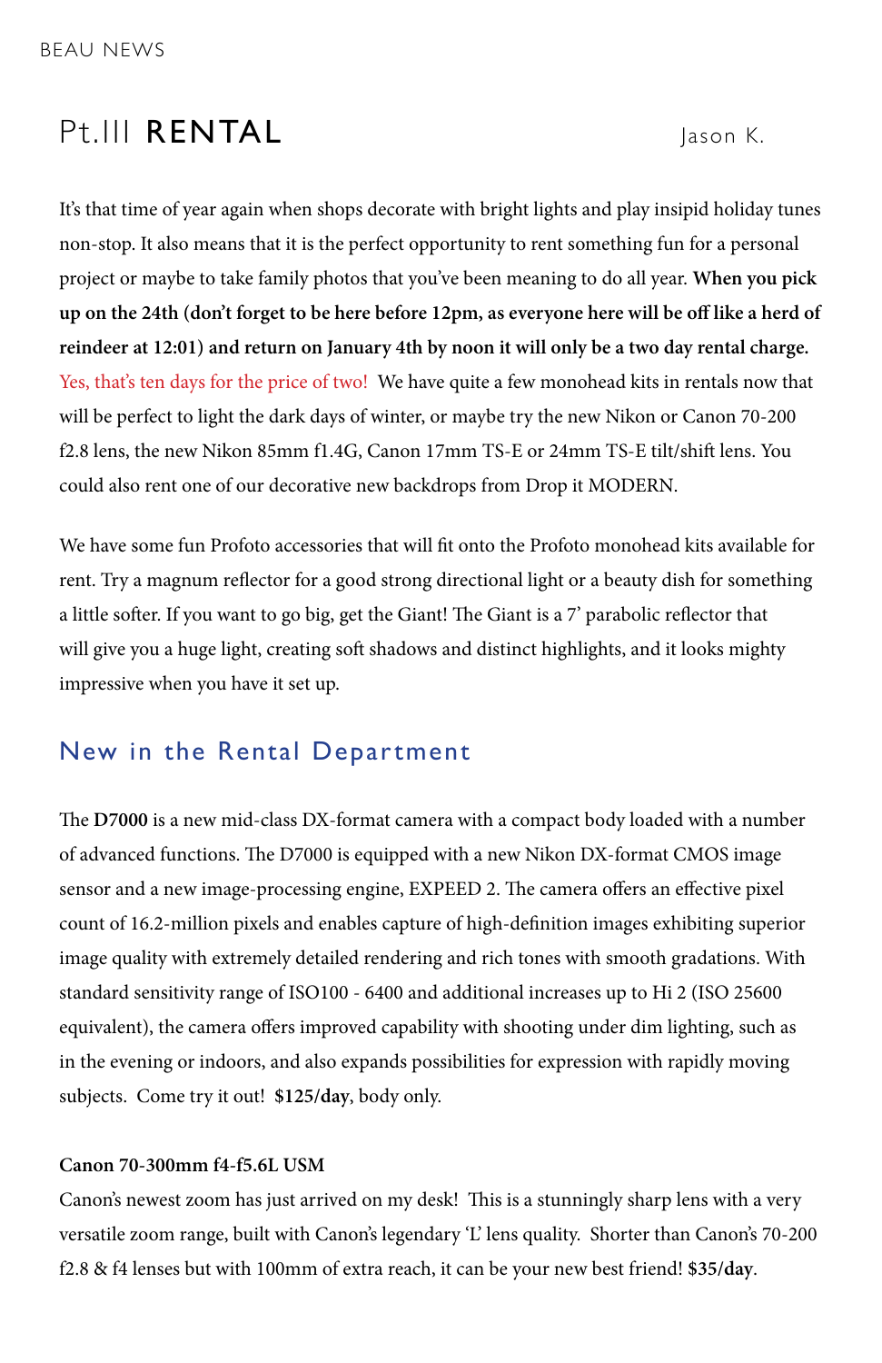# Pt.III RENTAL

Jason K.

It's that time of year again when shops decorate with bright lights and play insipid holiday tunes non-stop. It also means that it is the perfect opportunity to rent something fun for a personal project or maybe to take family photos that you've been meaning to do all year. **When you pick up on the 24th (don't forget to be here before 12pm, as everyone here will be off like a herd of reindeer at 12:01) and return on January 4th by noon it will only be a two day rental charge.** Yes, that's ten days for the price of two! We have quite a few monohead kits in rentals now that will be perfect to light the dark days of winter, or maybe try the new Nikon or Canon 70-200 f2.8 lens, the new Nikon 85mm f1.4G, Canon 17mm TS-E or 24mm TS-E tilt/shift lens. You could also rent one of our decorative new backdrops from Drop it MODERN.

We have some fun Profoto accessories that will fit onto the Profoto monohead kits available for rent. Try a magnum reflector for a good strong directional light or a beauty dish for something a little softer. If you want to go big, get the Giant! The Giant is a 7' parabolic reflector that will give you a huge light, creating soft shadows and distinct highlights, and it looks mighty impressive when you have it set up.

## New in the Rental Department

The **D7000** is a new mid-class DX-format camera with a compact body loaded with a number of advanced functions. The D7000 is equipped with a new Nikon DX-format CMOS image sensor and a new image-processing engine, EXPEED 2. The camera offers an effective pixel count of 16.2-million pixels and enables capture of high-definition images exhibiting superior image quality with extremely detailed rendering and rich tones with smooth gradations. With standard sensitivity range of ISO100 - 6400 and additional increases up to Hi 2 (ISO 25600 equivalent), the camera offers improved capability with shooting under dim lighting, such as in the evening or indoors, and also expands possibilities for expression with rapidly moving subjects. Come try it out! **$125/day**, body only.

**Canon 70-300mm f4-f5.6L USM**

Canon's newest zoom has just arrived on my desk! This is a stunningly sharp lens with a very versatile zoom range, built with Canon's legendary 'L' lens quality. Shorter than Canon's 70-200 f2.8 & f4 lenses but with 100mm of extra reach, it can be your new best friend! **$35/day**.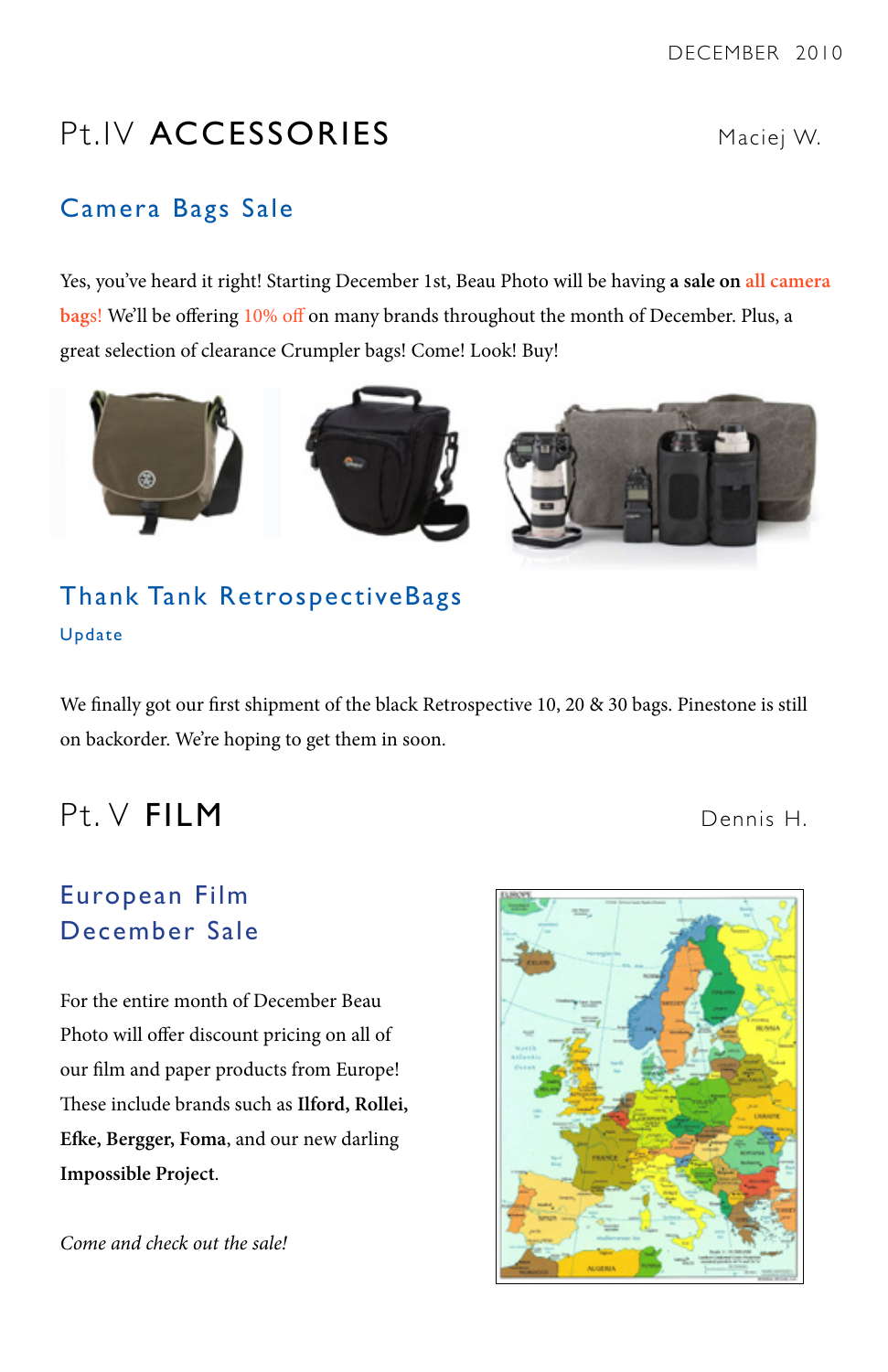# Pt.IV **ACCESSORIES**

Maciej W.

## Camera Bags Sale

Yes, you've heard it right! Starting December 1st, Beau Photo will be having **a sale on all camera bags!** We'll be offering 10% off on many brands throughout the month of December. Plus, a great selection of clearance Crumpler bags! Come! Look! Buy!

## Thank Tank RetrospectiveBags

### Update

We finally got our first shipment of the black Retrospective 10, 20 & 30 bags. Pinestone is still on backorder. We're hoping to get them in soon.

# Pt. V **FILM**

Dennis H.

## European Film December Sale

For the entire month of December Beau Photo will offer discount pricing on all of our film and paper products from Europe! These include brands such as **Ilford, Rollei, Efke, Bergger, Foma**, and our new darling **Impossible Project**.

*Come and check out the sale!*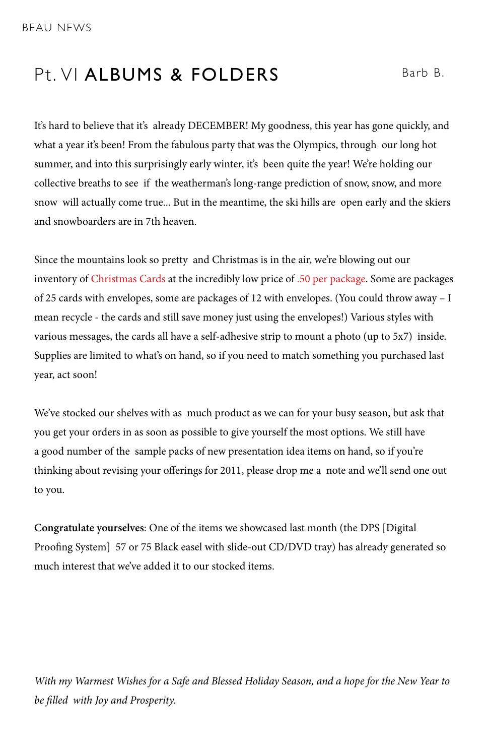# Pt. VI ALBUMS & FOLDERS

Barb B.

It's hard to believe that it's already DECEMBER! My goodness, this year has gone quickly, and what a year it's been! From the fabulous party that was the Olympics, through our long hot summer, and into this surprisingly early winter, it's been quite the year! We're holding our collective breaths to see if the weatherman's long-range prediction of snow, snow, and more snow will actually come true... But in the meantime, the ski hills are open early and the skiers and snowboarders are in 7th heaven.

Since the mountains look so pretty and Christmas is in the air, we're blowing out our inventory of Christmas Cards at the incredibly low price of .50 per package. Some are packages of 25 cards with envelopes, some are packages of 12 with envelopes. (You could throw away – I mean recycle - the cards and still save money just using the envelopes!) Various styles with various messages, the cards all have a self-adhesive strip to mount a photo (up to 5x7) inside. Supplies are limited to what's on hand, so if you need to match something you purchased last year, act soon!

We've stocked our shelves with as much product as we can for your busy season, but ask that you get your orders in as soon as possible to give yourself the most options. We still have a good number of the sample packs of new presentation idea items on hand, so if you're thinking about revising your offerings for 2011, please drop me a note and we'll send one out to you.

**Congratulate yourselves**: One of the items we showcased last month (the DPS [Digital Proofing System] 57 or 75 Black easel with slide-out CD/DVD tray) has already generated so much interest that we've added it to our stocked items.

*With my Warmest Wishes for a Safe and Blessed Holiday Season, and a hope for the New Year to be filled with Joy and Prosperity.*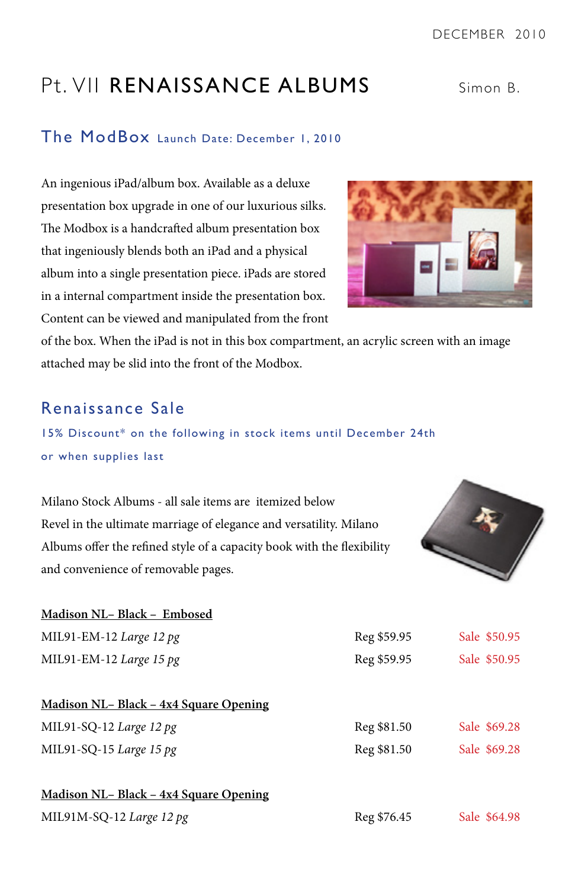# Pt. VII RENAISSANCE ALBUMS

Simon B.

## The ModBox Launch Date: December 1, 2010

An ingenious iPad/album box. Available as a deluxe presentation box upgrade in one of our luxurious silks. The Modbox is a handcrafted album presentation box that ingeniously blends both an iPad and a physical album into a single presentation piece. iPads are stored in a internal compartment inside the presentation box. Content can be viewed and manipulated from the front of the box. When the iPad is not in this box compartment, an acrylic screen with an image attached may be slid into the front of the Modbox.

## Renaissance Sale

15% Discount* on the following in stock items until December 24th or when supplies last

Milano Stock Albums - all sale items are itemized below
Revel in the ultimate marriage of elegance and versatility. Milano Albums offer the refined style of a capacity book with the flexibility and convenience of removable pages.

**Madison NL– Black – Embosed**

| | | |
|---|---|---|
| MIL91-EM-12 *Large 12 pg* | Reg $59.95 | Sale $50.95 |
| MIL91-EM-12 *Large 15 pg* | Reg $59.95 | Sale $50.95 |

**Madison NL– Black – 4x4 Square Opening**

| | | |
|---|---|---|
| MIL91-SQ-12 *Large 12 pg* | Reg $81.50 | Sale $69.28 |
| MIL91-SQ-15 *Large 15 pg* | Reg $81.50 | Sale $69.28 |

**Madison NL– Black – 4x4 Square Opening**

| | | |
|---|---|---|
| MIL91M-SQ-12 *Large 12 pg* | Reg $76.45 | Sale $64.98 |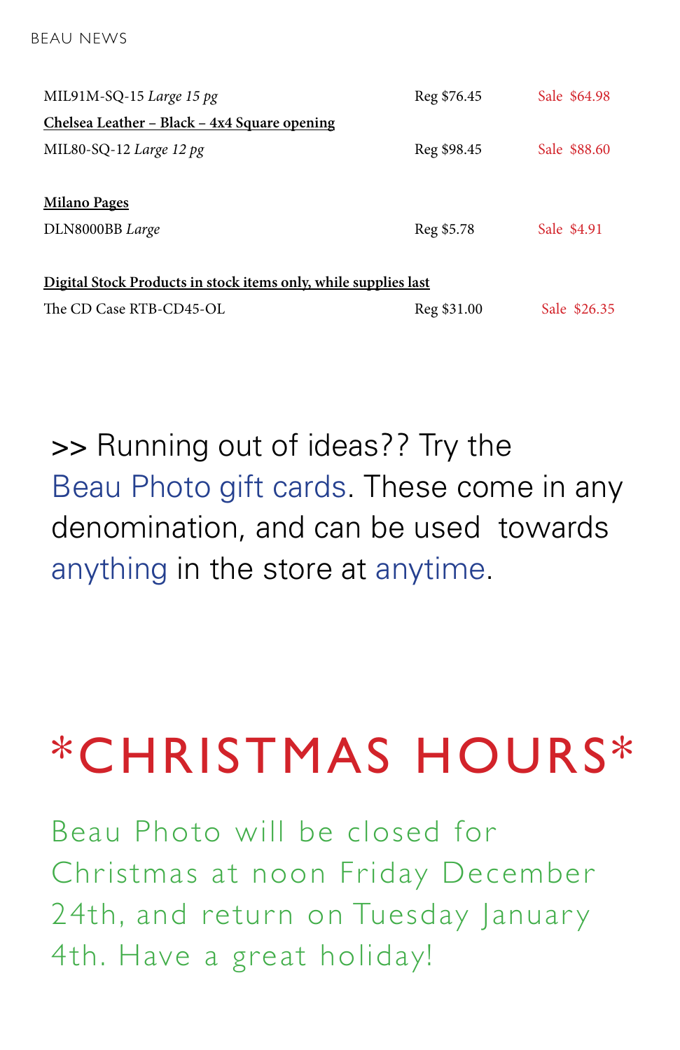MIL91M-SQ-15 *Large 15 pg* Reg $76.45 Sale $64.98

**Chelsea Leather – Black – 4x4 Square opening**

MIL80-SQ-12 *Large 12 pg* Reg $98.45 Sale $88.60

**Milano Pages**

DLN8000BB *Large* Reg $5.78 Sale $4.91

**Digital Stock Products in stock items only, while supplies last**

The CD Case RTB-CD45-OL Reg $31.00 Sale $26.35

>> Running out of ideas?? Try the Beau Photo gift cards. These come in any denomination, and can be used towards anything in the store at anytime.

# *CHRISTMAS HOURS*

Beau Photo will be closed for Christmas at noon Friday December 24th, and return on Tuesday January 4th. Have a great holiday!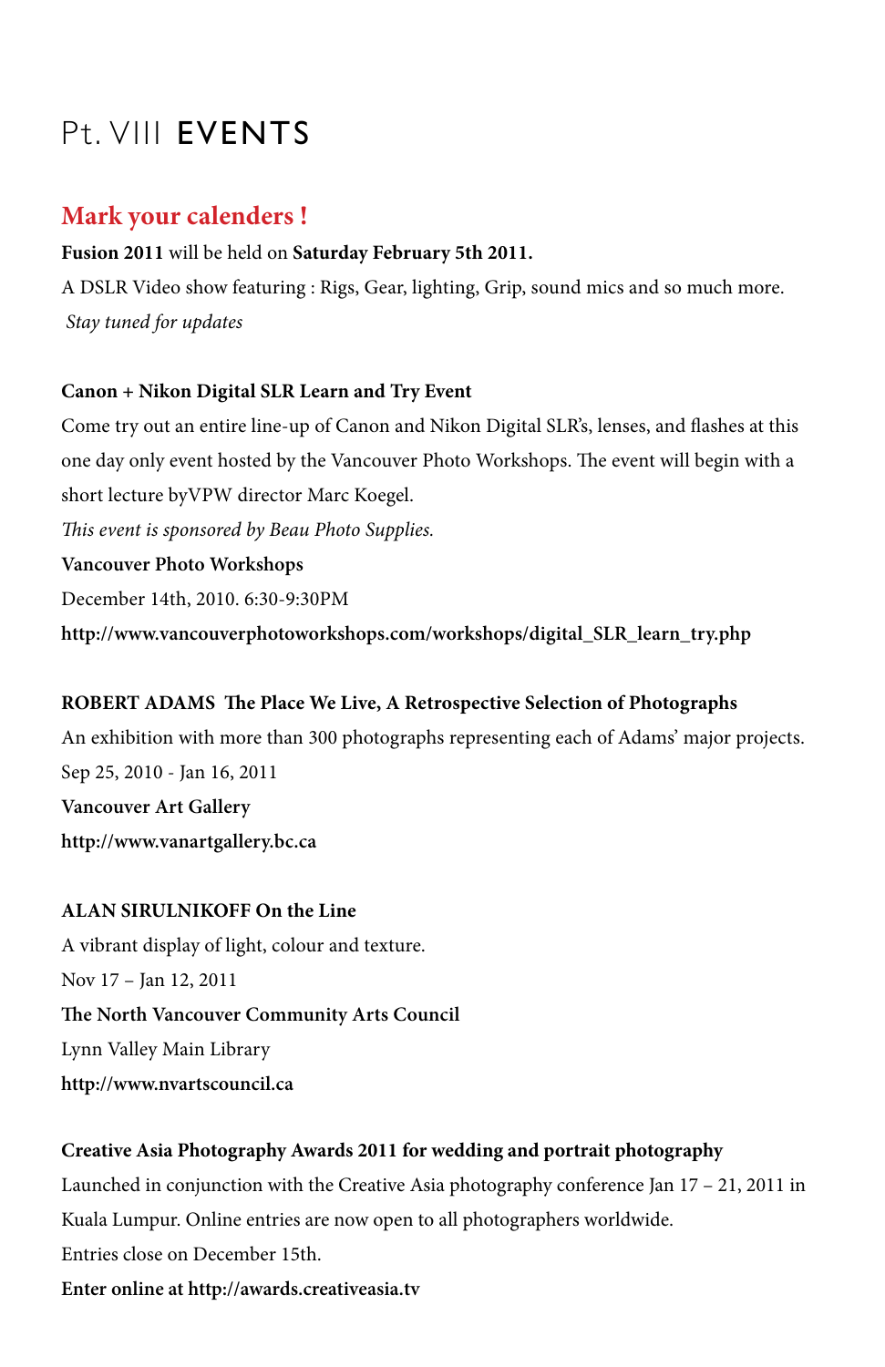# Pt. VIII **EVENTS**

## Mark your calenders !

**Fusion 2011** will be held on **Saturday February 5th 2011.**

A DSLR Video show featuring : Rigs, Gear, lighting, Grip, sound mics and so much more.

*Stay tuned for updates*

**Canon + Nikon Digital SLR Learn and Try Event**

Come try out an entire line-up of Canon and Nikon Digital SLR's, lenses, and flashes at this one day only event hosted by the Vancouver Photo Workshops. The event will begin with a short lecture byVPW director Marc Koegel.

*This event is sponsored by Beau Photo Supplies.*

**Vancouver Photo Workshops**

December 14th, 2010. 6:30-9:30PM

**http://www.vancouverphotoworkshops.com/workshops/digital_SLR_learn_try.php**

**ROBERT ADAMS The Place We Live, A Retrospective Selection of Photographs**

An exhibition with more than 300 photographs representing each of Adams' major projects.

Sep 25, 2010 - Jan 16, 2011

**Vancouver Art Gallery**

**http://www.vanartgallery.bc.ca**

**ALAN SIRULNIKOFF On the Line**

A vibrant display of light, colour and texture.

Nov 17 – Jan 12, 2011

**The North Vancouver Community Arts Council**

Lynn Valley Main Library

**http://www.nvartscouncil.ca**

**Creative Asia Photography Awards 2011 for wedding and portrait photography**

Launched in conjunction with the Creative Asia photography conference Jan 17 – 21, 2011 in Kuala Lumpur. Online entries are now open to all photographers worldwide.

Entries close on December 15th.

**Enter online at http://awards.creativeasia.tv**